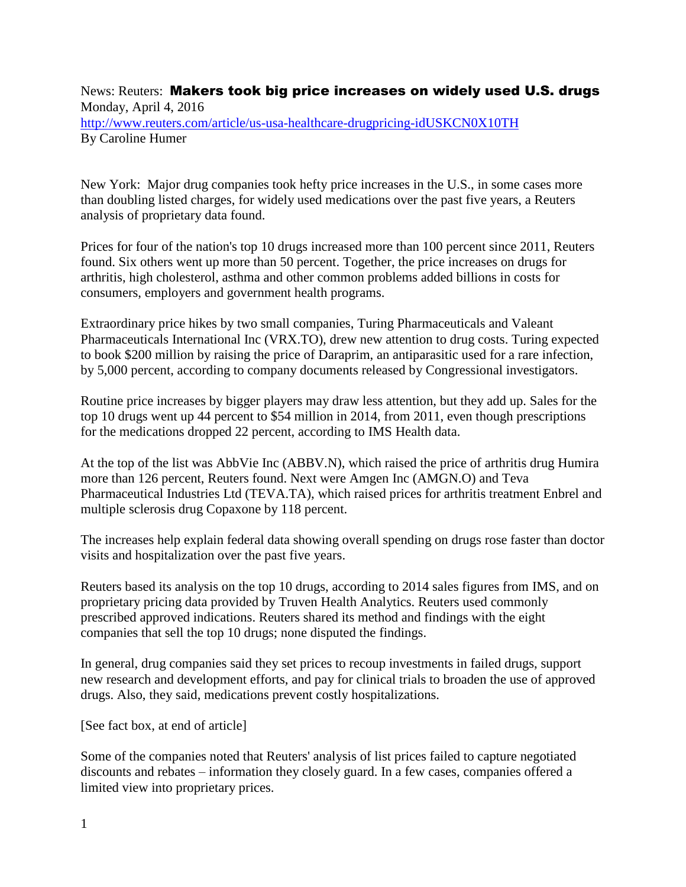News: Reuters: **Makers took big price increases on widely used U.S. drugs**
Monday, April 4, 2016
http://www.reuters.com/article/us-usa-healthcare-drugpricing-idUSKCN0X10TH
By Caroline Humer

New York: Major drug companies took hefty price increases in the U.S., in some cases more than doubling listed charges, for widely used medications over the past five years, a Reuters analysis of proprietary data found.

Prices for four of the nation's top 10 drugs increased more than 100 percent since 2011, Reuters found. Six others went up more than 50 percent. Together, the price increases on drugs for arthritis, high cholesterol, asthma and other common problems added billions in costs for consumers, employers and government health programs.

Extraordinary price hikes by two small companies, Turing Pharmaceuticals and Valeant Pharmaceuticals International Inc (VRX.TO), drew new attention to drug costs. Turing expected to book $200 million by raising the price of Daraprim, an antiparasitic used for a rare infection, by 5,000 percent, according to company documents released by Congressional investigators.

Routine price increases by bigger players may draw less attention, but they add up. Sales for the top 10 drugs went up 44 percent to $54 million in 2014, from 2011, even though prescriptions for the medications dropped 22 percent, according to IMS Health data.

At the top of the list was AbbVie Inc (ABBV.N), which raised the price of arthritis drug Humira more than 126 percent, Reuters found. Next were Amgen Inc (AMGN.O) and Teva Pharmaceutical Industries Ltd (TEVA.TA), which raised prices for arthritis treatment Enbrel and multiple sclerosis drug Copaxone by 118 percent.

The increases help explain federal data showing overall spending on drugs rose faster than doctor visits and hospitalization over the past five years.

Reuters based its analysis on the top 10 drugs, according to 2014 sales figures from IMS, and on proprietary pricing data provided by Truven Health Analytics. Reuters used commonly prescribed approved indications. Reuters shared its method and findings with the eight companies that sell the top 10 drugs; none disputed the findings.

In general, drug companies said they set prices to recoup investments in failed drugs, support new research and development efforts, and pay for clinical trials to broaden the use of approved drugs. Also, they said, medications prevent costly hospitalizations.

[See fact box, at end of article]

Some of the companies noted that Reuters' analysis of list prices failed to capture negotiated discounts and rebates – information they closely guard. In a few cases, companies offered a limited view into proprietary prices.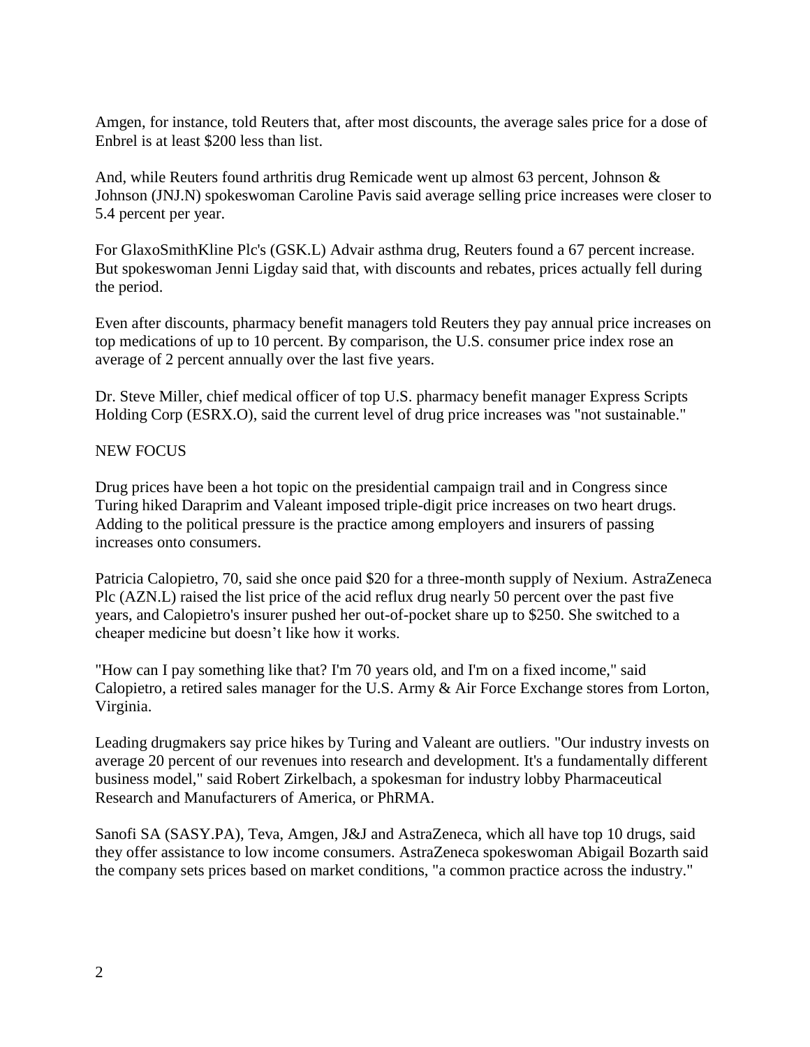Amgen, for instance, told Reuters that, after most discounts, the average sales price for a dose of Enbrel is at least $200 less than list.

And, while Reuters found arthritis drug Remicade went up almost 63 percent, Johnson & Johnson (JNJ.N) spokeswoman Caroline Pavis said average selling price increases were closer to 5.4 percent per year.

For GlaxoSmithKline Plc's (GSK.L) Advair asthma drug, Reuters found a 67 percent increase. But spokeswoman Jenni Ligday said that, with discounts and rebates, prices actually fell during the period.

Even after discounts, pharmacy benefit managers told Reuters they pay annual price increases on top medications of up to 10 percent. By comparison, the U.S. consumer price index rose an average of 2 percent annually over the last five years.

Dr. Steve Miller, chief medical officer of top U.S. pharmacy benefit manager Express Scripts Holding Corp (ESRX.O), said the current level of drug price increases was "not sustainable."

## NEW FOCUS

Drug prices have been a hot topic on the presidential campaign trail and in Congress since Turing hiked Daraprim and Valeant imposed triple-digit price increases on two heart drugs. Adding to the political pressure is the practice among employers and insurers of passing increases onto consumers.

Patricia Calopietro, 70, said she once paid $20 for a three-month supply of Nexium. AstraZeneca Plc (AZN.L) raised the list price of the acid reflux drug nearly 50 percent over the past five years, and Calopietro's insurer pushed her out-of-pocket share up to $250. She switched to a cheaper medicine but doesn't like how it works.

"How can I pay something like that? I'm 70 years old, and I'm on a fixed income," said Calopietro, a retired sales manager for the U.S. Army & Air Force Exchange stores from Lorton, Virginia.

Leading drugmakers say price hikes by Turing and Valeant are outliers. "Our industry invests on average 20 percent of our revenues into research and development. It's a fundamentally different business model," said Robert Zirkelbach, a spokesman for industry lobby Pharmaceutical Research and Manufacturers of America, or PhRMA.

Sanofi SA (SASY.PA), Teva, Amgen, J&J and AstraZeneca, which all have top 10 drugs, said they offer assistance to low income consumers. AstraZeneca spokeswoman Abigail Bozarth said the company sets prices based on market conditions, "a common practice across the industry."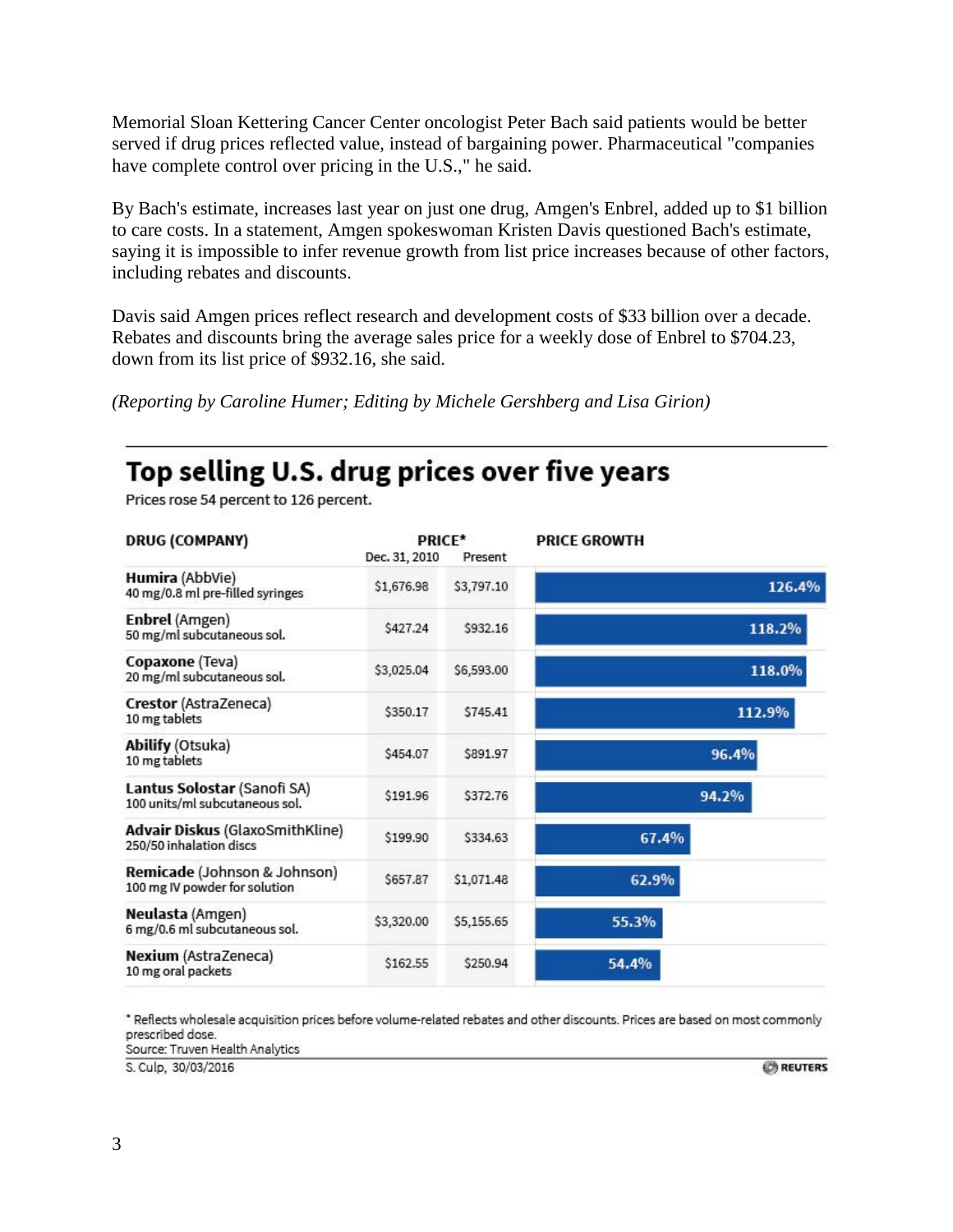Memorial Sloan Kettering Cancer Center oncologist Peter Bach said patients would be better served if drug prices reflected value, instead of bargaining power. Pharmaceutical "companies have complete control over pricing in the U.S.," he said.

By Bach's estimate, increases last year on just one drug, Amgen's Enbrel, added up to $1 billion to care costs. In a statement, Amgen spokeswoman Kristen Davis questioned Bach's estimate, saying it is impossible to infer revenue growth from list price increases because of other factors, including rebates and discounts.

Davis said Amgen prices reflect research and development costs of $33 billion over a decade. Rebates and discounts bring the average sales price for a weekly dose of Enbrel to $704.23, down from its list price of $932.16, she said.

*(Reporting by Caroline Humer; Editing by Michele Gershberg and Lisa Girion)*

## Top selling U.S. drug prices over five years

Prices rose 54 percent to 126 percent.

| DRUG (COMPANY) | PRICE* | | PRICE GROWTH |
|---|---|---|---|
| | Dec. 31, 2010 | Present | |
| **Humira** (AbbVie) 40 mg/0.8 ml pre-filled syringes | $1,676.98 | $3,797.10 | 126.4% |
| **Enbrel** (Amgen) 50 mg/ml subcutaneous sol. | $427.24 | $932.16 | 118.2% |
| **Copaxone** (Teva) 20 mg/ml subcutaneous sol. | $3,025.04 | $6,593.00 | 118.0% |
| **Crestor** (AstraZeneca) 10 mg tablets | $350.17 | $745.41 | 112.9% |
| **Abilify** (Otsuka) 10 mg tablets | $454.07 | $891.97 | 96.4% |
| **Lantus Solostar** (Sanofi SA) 100 units/ml subcutaneous sol. | $191.96 | $372.76 | 94.2% |
| **Advair Diskus** (GlaxoSmithKline) 250/50 inhalation discs | $199.90 | $334.63 | 67.4% |
| **Remicade** (Johnson & Johnson) 100 mg IV powder for solution | $657.87 | $1,071.48 | 62.9% |
| **Neulasta** (Amgen) 6 mg/0.6 ml subcutaneous sol. | $3,320.00 | $5,155.65 | 55.3% |
| **Nexium** (AstraZeneca) 10 mg oral packets | $162.55 | $250.94 | 54.4% |

* Reflects wholesale acquisition prices before volume-related rebates and other discounts. Prices are based on most commonly prescribed dose.
Source: Truven Health Analytics
S. Culp, 30/03/2016

REUTERS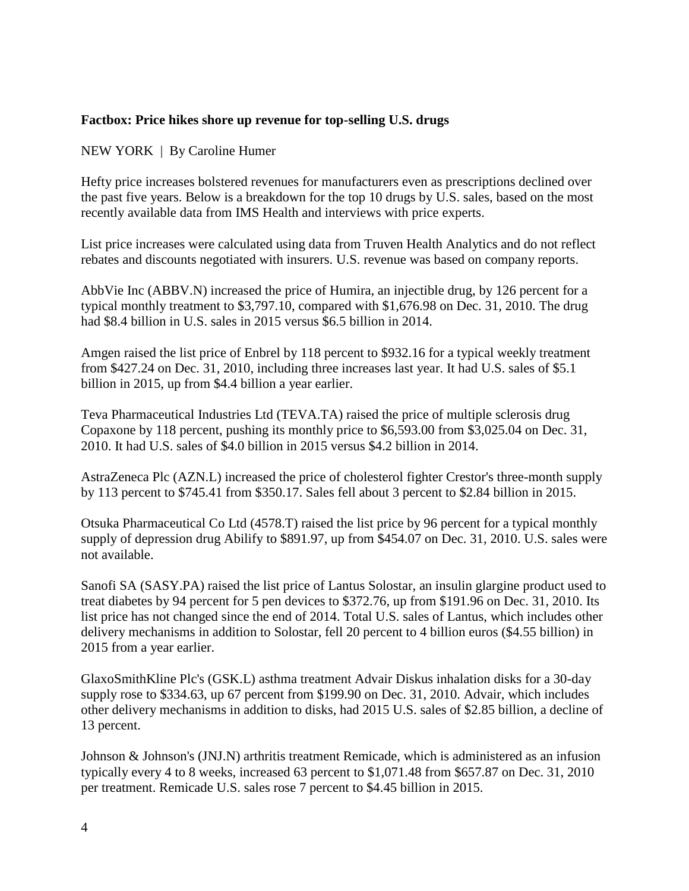**Factbox: Price hikes shore up revenue for top-selling U.S. drugs**

NEW YORK | By Caroline Humer

Hefty price increases bolstered revenues for manufacturers even as prescriptions declined over the past five years. Below is a breakdown for the top 10 drugs by U.S. sales, based on the most recently available data from IMS Health and interviews with price experts.

List price increases were calculated using data from Truven Health Analytics and do not reflect rebates and discounts negotiated with insurers. U.S. revenue was based on company reports.

AbbVie Inc (ABBV.N) increased the price of Humira, an injectible drug, by 126 percent for a typical monthly treatment to $3,797.10, compared with $1,676.98 on Dec. 31, 2010. The drug had $8.4 billion in U.S. sales in 2015 versus $6.5 billion in 2014.

Amgen raised the list price of Enbrel by 118 percent to $932.16 for a typical weekly treatment from $427.24 on Dec. 31, 2010, including three increases last year. It had U.S. sales of $5.1 billion in 2015, up from $4.4 billion a year earlier.

Teva Pharmaceutical Industries Ltd (TEVA.TA) raised the price of multiple sclerosis drug Copaxone by 118 percent, pushing its monthly price to $6,593.00 from $3,025.04 on Dec. 31, 2010. It had U.S. sales of $4.0 billion in 2015 versus $4.2 billion in 2014.

AstraZeneca Plc (AZN.L) increased the price of cholesterol fighter Crestor's three-month supply by 113 percent to $745.41 from $350.17. Sales fell about 3 percent to $2.84 billion in 2015.

Otsuka Pharmaceutical Co Ltd (4578.T) raised the list price by 96 percent for a typical monthly supply of depression drug Abilify to $891.97, up from $454.07 on Dec. 31, 2010. U.S. sales were not available.

Sanofi SA (SASY.PA) raised the list price of Lantus Solostar, an insulin glargine product used to treat diabetes by 94 percent for 5 pen devices to $372.76, up from $191.96 on Dec. 31, 2010. Its list price has not changed since the end of 2014. Total U.S. sales of Lantus, which includes other delivery mechanisms in addition to Solostar, fell 20 percent to 4 billion euros ($4.55 billion) in 2015 from a year earlier.

GlaxoSmithKline Plc's (GSK.L) asthma treatment Advair Diskus inhalation disks for a 30-day supply rose to $334.63, up 67 percent from $199.90 on Dec. 31, 2010. Advair, which includes other delivery mechanisms in addition to disks, had 2015 U.S. sales of $2.85 billion, a decline of 13 percent.

Johnson & Johnson's (JNJ.N) arthritis treatment Remicade, which is administered as an infusion typically every 4 to 8 weeks, increased 63 percent to $1,071.48 from $657.87 on Dec. 31, 2010 per treatment. Remicade U.S. sales rose 7 percent to $4.45 billion in 2015.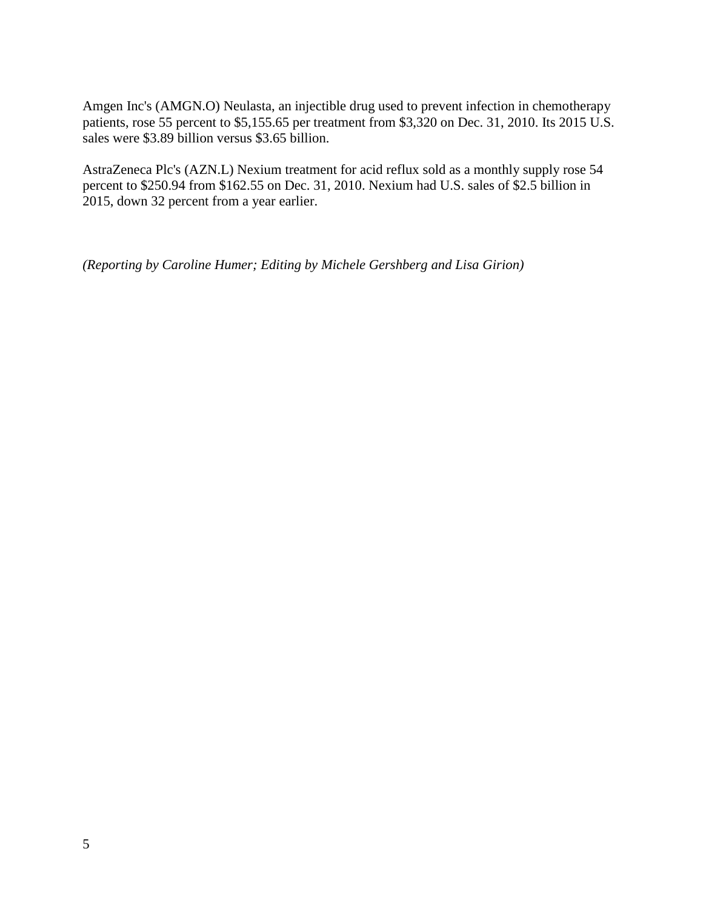Amgen Inc's (AMGN.O) Neulasta, an injectible drug used to prevent infection in chemotherapy patients, rose 55 percent to $5,155.65 per treatment from $3,320 on Dec. 31, 2010. Its 2015 U.S. sales were $3.89 billion versus $3.65 billion.

AstraZeneca Plc's (AZN.L) Nexium treatment for acid reflux sold as a monthly supply rose 54 percent to $250.94 from $162.55 on Dec. 31, 2010. Nexium had U.S. sales of $2.5 billion in 2015, down 32 percent from a year earlier.

*(Reporting by Caroline Humer; Editing by Michele Gershberg and Lisa Girion)*